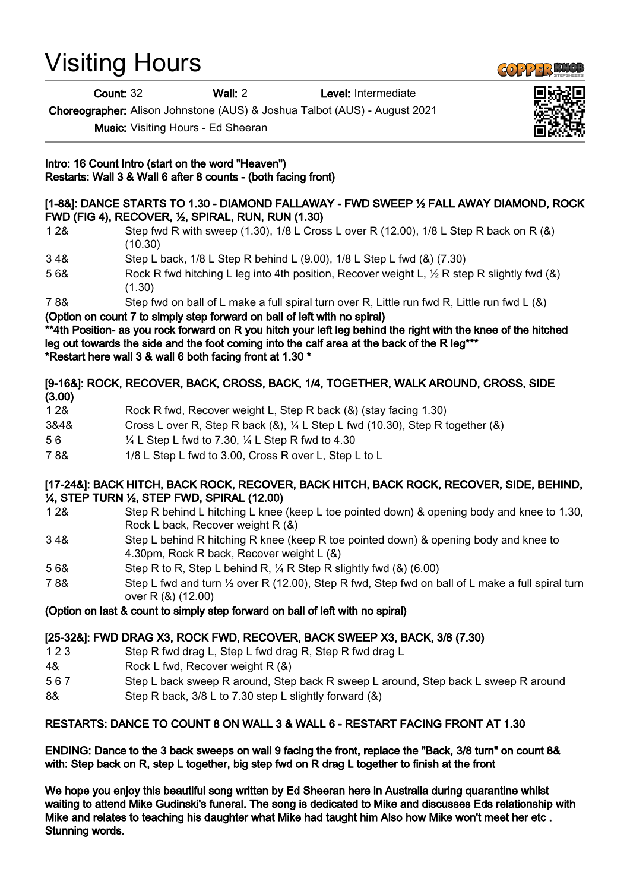# Visiting Hours

**Count:** 32 **Wall:** 2 **Level:** Intermediate

**Choreographer:** Alison Johnstone (AUS) & Joshua Talbot (AUS) - August 2021

**Music:** Visiting Hours - Ed Sheeran

**Intro: 16 Count Intro (start on the word "Heaven")**
**Restarts: Wall 3 & Wall 6 after 8 counts - (both facing front)**

**[1-8&]: DANCE STARTS TO 1.30 - DIAMOND FALLAWAY - FWD SWEEP ½ FALL AWAY DIAMOND, ROCK FWD (FIG 4), RECOVER, ½, SPIRAL, RUN, RUN (1.30)**

| | |
|---|---|
| 1 2& | Step fwd R with sweep (1.30), 1/8 L Cross L over R (12.00), 1/8 L Step R back on R (&) (10.30) |
| 3 4& | Step L back, 1/8 L Step R behind L (9.00), 1/8 L Step L fwd (&) (7.30) |
| 5 6& | Rock R fwd hitching L leg into 4th position, Recover weight L, ½ R step R slightly fwd (&) (1.30) |
| 7 8& | Step fwd on ball of L make a full spiral turn over R, Little run fwd R, Little run fwd L (&) |

**(Option on count 7 to simply step forward on ball of left with no spiral)**
**\*\*4th Position- as you rock forward on R you hitch your left leg behind the right with the knee of the hitched leg out towards the side and the foot coming into the calf area at the back of the R leg\*\*\***
**\*Restart here wall 3 & wall 6 both facing front at 1.30 \***

**[9-16&]: ROCK, RECOVER, BACK, CROSS, BACK, 1/4, TOGETHER, WALK AROUND, CROSS, SIDE (3.00)**

| | |
|---|---|
| 1 2& | Rock R fwd, Recover weight L, Step R back (&) (stay facing 1.30) |
| 3&4& | Cross L over R, Step R back (&), ¼ L Step L fwd (10.30), Step R together (&) |
| 5 6 | ¼ L Step L fwd to 7.30, ¼ L Step R fwd to 4.30 |
| 7 8& | 1/8 L Step L fwd to 3.00, Cross R over L, Step L to L |

**[17-24&]: BACK HITCH, BACK ROCK, RECOVER, BACK HITCH, BACK ROCK, RECOVER, SIDE, BEHIND, ¼, STEP TURN ½, STEP FWD, SPIRAL (12.00)**

| | |
|---|---|
| 1 2& | Step R behind L hitching L knee (keep L toe pointed down) & opening body and knee to 1.30, Rock L back, Recover weight R (&) |
| 3 4& | Step L behind R hitching R knee (keep R toe pointed down) & opening body and knee to 4.30pm, Rock R back, Recover weight L (&) |
| 5 6& | Step R to R, Step L behind R, ¼ R Step R slightly fwd (&) (6.00) |
| 7 8& | Step L fwd and turn ½ over R (12.00), Step R fwd, Step fwd on ball of L make a full spiral turn over R (&) (12.00) |

**(Option on last & count to simply step forward on ball of left with no spiral)**

**[25-32&]: FWD DRAG X3, ROCK FWD, RECOVER, BACK SWEEP X3, BACK, 3/8 (7.30)**

| | |
|---|---|
| 1 2 3 | Step R fwd drag L, Step L fwd drag R, Step R fwd drag L |
| 4& | Rock L fwd, Recover weight R (&) |
| 5 6 7 | Step L back sweep R around, Step back R sweep L around, Step back L sweep R around |
| 8& | Step R back, 3/8 L to 7.30 step L slightly forward (&) |

**RESTARTS: DANCE TO COUNT 8 ON WALL 3 & WALL 6 - RESTART FACING FRONT AT 1.30**

**ENDING: Dance to the 3 back sweeps on wall 9 facing the front, replace the "Back, 3/8 turn" on count 8& with: Step back on R, step L together, big step fwd on R drag L together to finish at the front**

**We hope you enjoy this beautiful song written by Ed Sheeran here in Australia during quarantine whilst waiting to attend Mike Gudinski's funeral. The song is dedicated to Mike and discusses Eds relationship with Mike and relates to teaching his daughter what Mike had taught him Also how Mike won't meet her etc . Stunning words.**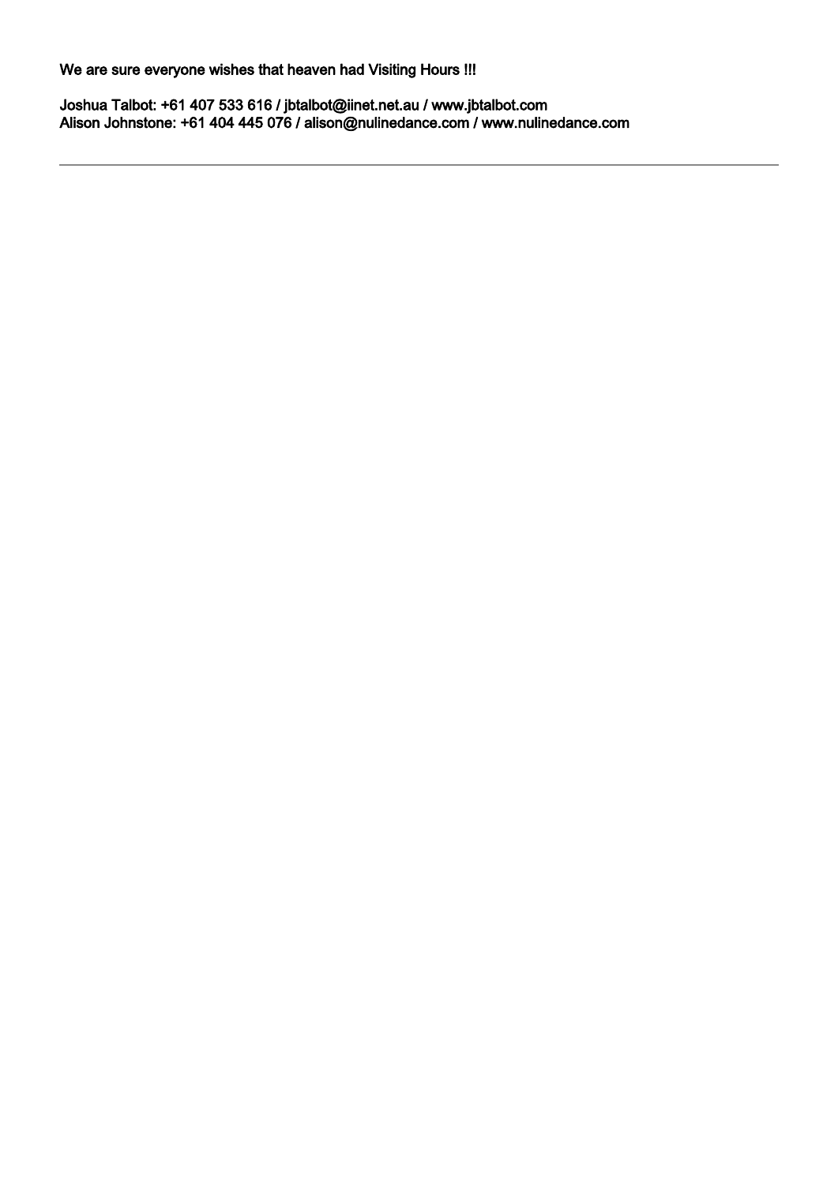We are sure everyone wishes that heaven had Visiting Hours !!!

Joshua Talbot: +61 407 533 616 / jbtalbot@iinet.net.au / www.jbtalbot.com
Alison Johnstone: +61 404 445 076 / alison@nulinedance.com / www.nulinedance.com

---